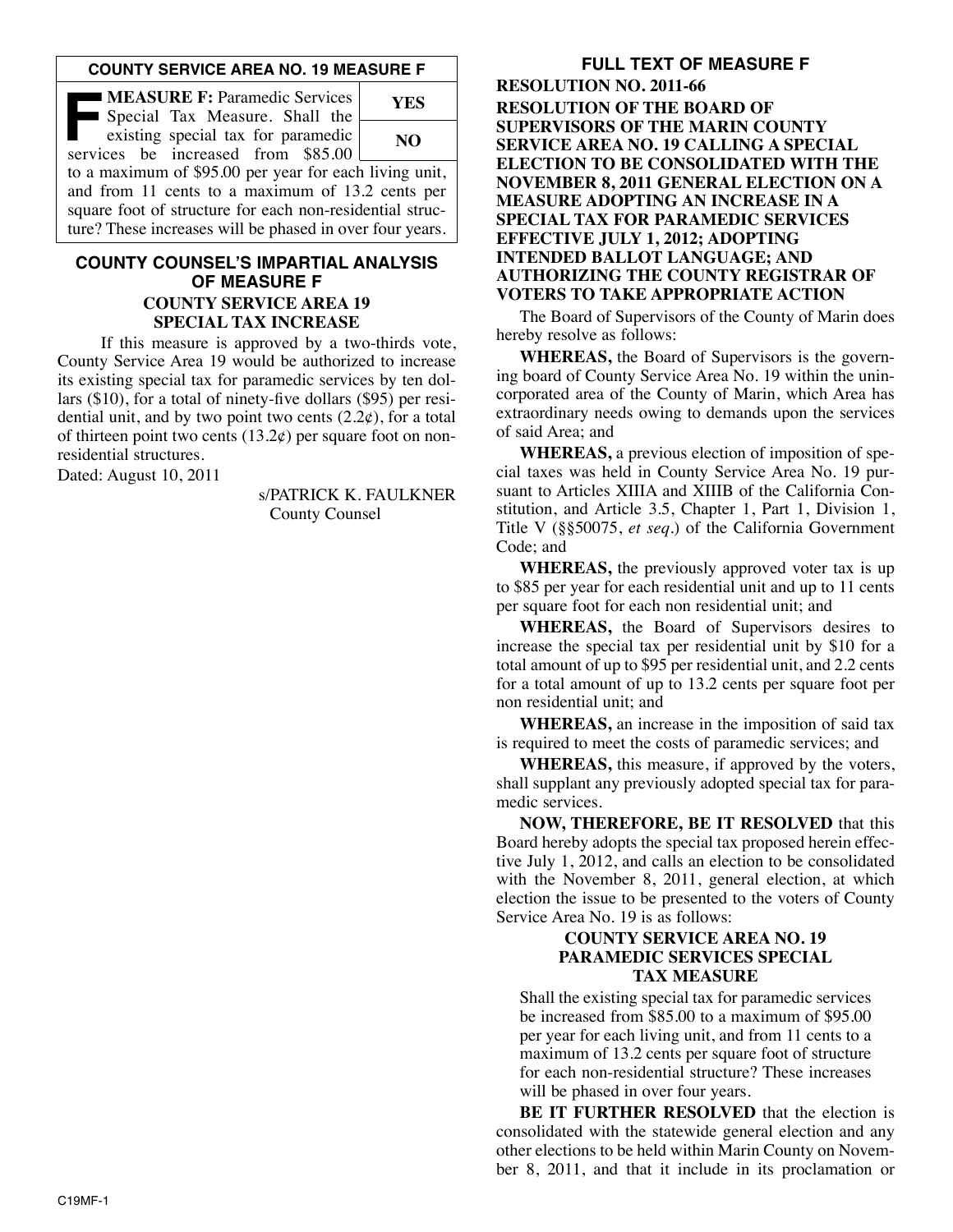## COUNTY SERVICE AREA NO. 19 MEASURE F

**MEASURE F:** Paramedic Services Special Tax Measure. Shall the existing special tax for paramedic services be increased from $85.00 to a maximum of $95.00 per year for each living unit, and from 11 cents to a maximum of 13.2 cents per square foot of structure for each non-residential structure? These increases will be phased in over four years.

| YES |
|---|
| NO |

## COUNTY COUNSEL'S IMPARTIAL ANALYSIS OF MEASURE F

### COUNTY SERVICE AREA 19 SPECIAL TAX INCREASE

If this measure is approved by a two-thirds vote, County Service Area 19 would be authorized to increase its existing special tax for paramedic services by ten dollars ($10), for a total of ninety-five dollars ($95) per residential unit, and by two point two cents (2.2¢), for a total of thirteen point two cents (13.2¢) per square foot on non-residential structures.

Dated: August 10, 2011

s/PATRICK K. FAULKNER
County Counsel

## FULL TEXT OF MEASURE F

**RESOLUTION NO. 2011-66**

**RESOLUTION OF THE BOARD OF SUPERVISORS OF THE MARIN COUNTY SERVICE AREA NO. 19 CALLING A SPECIAL ELECTION TO BE CONSOLIDATED WITH THE NOVEMBER 8, 2011 GENERAL ELECTION ON A MEASURE ADOPTING AN INCREASE IN A SPECIAL TAX FOR PARAMEDIC SERVICES EFFECTIVE JULY 1, 2012; ADOPTING INTENDED BALLOT LANGUAGE; AND AUTHORIZING THE COUNTY REGISTRAR OF VOTERS TO TAKE APPROPRIATE ACTION**

The Board of Supervisors of the County of Marin does hereby resolve as follows:

**WHEREAS,** the Board of Supervisors is the governing board of County Service Area No. 19 within the unincorporated area of the County of Marin, which Area has extraordinary needs owing to demands upon the services of said Area; and

**WHEREAS,** a previous election of imposition of special taxes was held in County Service Area No. 19 pursuant to Articles XIIIA and XIIIB of the California Constitution, and Article 3.5, Chapter 1, Part 1, Division 1, Title V (§§50075, *et seq.*) of the California Government Code; and

**WHEREAS,** the previously approved voter tax is up to $85 per year for each residential unit and up to 11 cents per square foot for each non residential unit; and

**WHEREAS,** the Board of Supervisors desires to increase the special tax per residential unit by $10 for a total amount of up to $95 per residential unit, and 2.2 cents for a total amount of up to 13.2 cents per square foot per non residential unit; and

**WHEREAS,** an increase in the imposition of said tax is required to meet the costs of paramedic services; and

**WHEREAS,** this measure, if approved by the voters, shall supplant any previously adopted special tax for paramedic services.

**NOW, THEREFORE, BE IT RESOLVED** that this Board hereby adopts the special tax proposed herein effective July 1, 2012, and calls an election to be consolidated with the November 8, 2011, general election, at which election the issue to be presented to the voters of County Service Area No. 19 is as follows:

**COUNTY SERVICE AREA NO. 19 PARAMEDIC SERVICES SPECIAL TAX MEASURE**

> Shall the existing special tax for paramedic services be increased from $85.00 to a maximum of $95.00 per year for each living unit, and from 11 cents to a maximum of 13.2 cents per square foot of structure for each non-residential structure? These increases will be phased in over four years.

**BE IT FURTHER RESOLVED** that the election is consolidated with the statewide general election and any other elections to be held within Marin County on November 8, 2011, and that it include in its proclamation or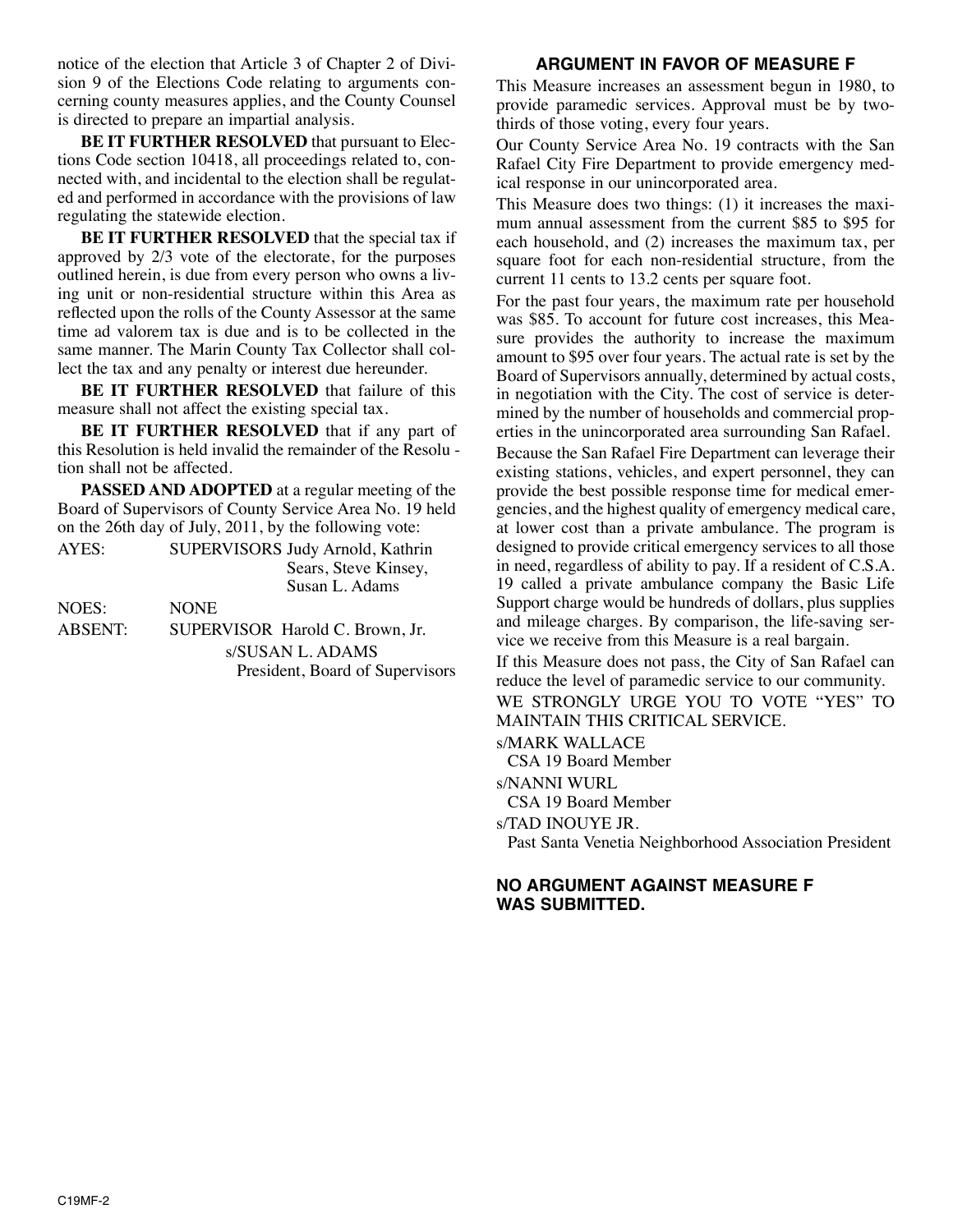notice of the election that Article 3 of Chapter 2 of Division 9 of the Elections Code relating to arguments concerning county measures applies, and the County Counsel is directed to prepare an impartial analysis.

**BE IT FURTHER RESOLVED** that pursuant to Elections Code section 10418, all proceedings related to, connected with, and incidental to the election shall be regulated and performed in accordance with the provisions of law regulating the statewide election.

**BE IT FURTHER RESOLVED** that the special tax if approved by 2/3 vote of the electorate, for the purposes outlined herein, is due from every person who owns a living unit or non-residential structure within this Area as reflected upon the rolls of the County Assessor at the same time ad valorem tax is due and is to be collected in the same manner. The Marin County Tax Collector shall collect the tax and any penalty or interest due hereunder.

**BE IT FURTHER RESOLVED** that failure of this measure shall not affect the existing special tax.

**BE IT FURTHER RESOLVED** that if any part of this Resolution is held invalid the remainder of the Resolution shall not be affected.

**PASSED AND ADOPTED** at a regular meeting of the Board of Supervisors of County Service Area No. 19 held on the 26th day of July, 2011, by the following vote:

AYES: SUPERVISORS Judy Arnold, Kathrin Sears, Steve Kinsey, Susan L. Adams

NOES: NONE

ABSENT: SUPERVISOR Harold C. Brown, Jr.

s/SUSAN L. ADAMS
President, Board of Supervisors

## ARGUMENT IN FAVOR OF MEASURE F

This Measure increases an assessment begun in 1980, to provide paramedic services. Approval must be by two-thirds of those voting, every four years.

Our County Service Area No. 19 contracts with the San Rafael City Fire Department to provide emergency medical response in our unincorporated area.

This Measure does two things: (1) it increases the maximum annual assessment from the current $85 to $95 for each household, and (2) increases the maximum tax, per square foot for each non-residential structure, from the current 11 cents to 13.2 cents per square foot.

For the past four years, the maximum rate per household was $85. To account for future cost increases, this Measure provides the authority to increase the maximum amount to $95 over four years. The actual rate is set by the Board of Supervisors annually, determined by actual costs, in negotiation with the City. The cost of service is determined by the number of households and commercial properties in the unincorporated area surrounding San Rafael.

Because the San Rafael Fire Department can leverage their existing stations, vehicles, and expert personnel, they can provide the best possible response time for medical emergencies, and the highest quality of emergency medical care, at lower cost than a private ambulance. The program is designed to provide critical emergency services to all those in need, regardless of ability to pay. If a resident of C.S.A. 19 called a private ambulance company the Basic Life Support charge would be hundreds of dollars, plus supplies and mileage charges. By comparison, the life-saving service we receive from this Measure is a real bargain.

If this Measure does not pass, the City of San Rafael can reduce the level of paramedic service to our community.

WE STRONGLY URGE YOU TO VOTE "YES" TO MAINTAIN THIS CRITICAL SERVICE.

s/MARK WALLACE
CSA 19 Board Member

s/NANNI WURL
CSA 19 Board Member

s/TAD INOUYE JR.
Past Santa Venetia Neighborhood Association President

## NO ARGUMENT AGAINST MEASURE F WAS SUBMITTED.